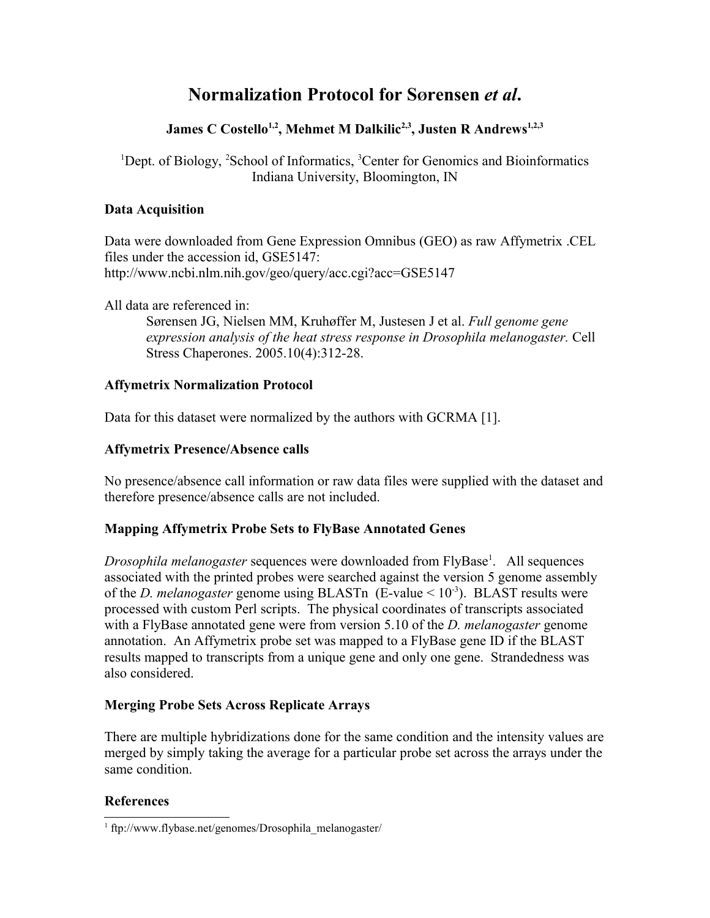# Normalization Protocol for Sørensen *et al*.

**James C Costello[1,2], Mehmet M Dalkilic[2,3], Justen R Andrews[1,2,3]**

[1]Dept. of Biology, [2]School of Informatics, [3]Center for Genomics and Bioinformatics
Indiana University, Bloomington, IN

### Data Acquisition

Data were downloaded from Gene Expression Omnibus (GEO) as raw Affymetrix .CEL files under the accession id, GSE5147:
http://www.ncbi.nlm.nih.gov/geo/query/acc.cgi?acc=GSE5147

All data are referenced in:

> Sørensen JG, Nielsen MM, Kruhøffer M, Justesen J et al. *Full genome gene expression analysis of the heat stress response in Drosophila melanogaster.* Cell Stress Chaperones. 2005.10(4):312-28.

### Affymetrix Normalization Protocol

Data for this dataset were normalized by the authors with GCRMA [1].

### Affymetrix Presence/Absence calls

No presence/absence call information or raw data files were supplied with the dataset and therefore presence/absence calls are not included.

### Mapping Affymetrix Probe Sets to FlyBase Annotated Genes

*Drosophila melanogaster* sequences were downloaded from FlyBase[1]. All sequences associated with the printed probes were searched against the version 5 genome assembly of the *D. melanogaster* genome using BLASTn (E-value < $10^{-3}$). BLAST results were processed with custom Perl scripts. The physical coordinates of transcripts associated with a FlyBase annotated gene were from version 5.10 of the *D. melanogaster* genome annotation. An Affymetrix probe set was mapped to a FlyBase gene ID if the BLAST results mapped to transcripts from a unique gene and only one gene. Strandedness was also considered.

### Merging Probe Sets Across Replicate Arrays

There are multiple hybridizations done for the same condition and the intensity values are merged by simply taking the average for a particular probe set across the arrays under the same condition.

### References

[1] ftp://www.flybase.net/genomes/Drosophila_melanogaster/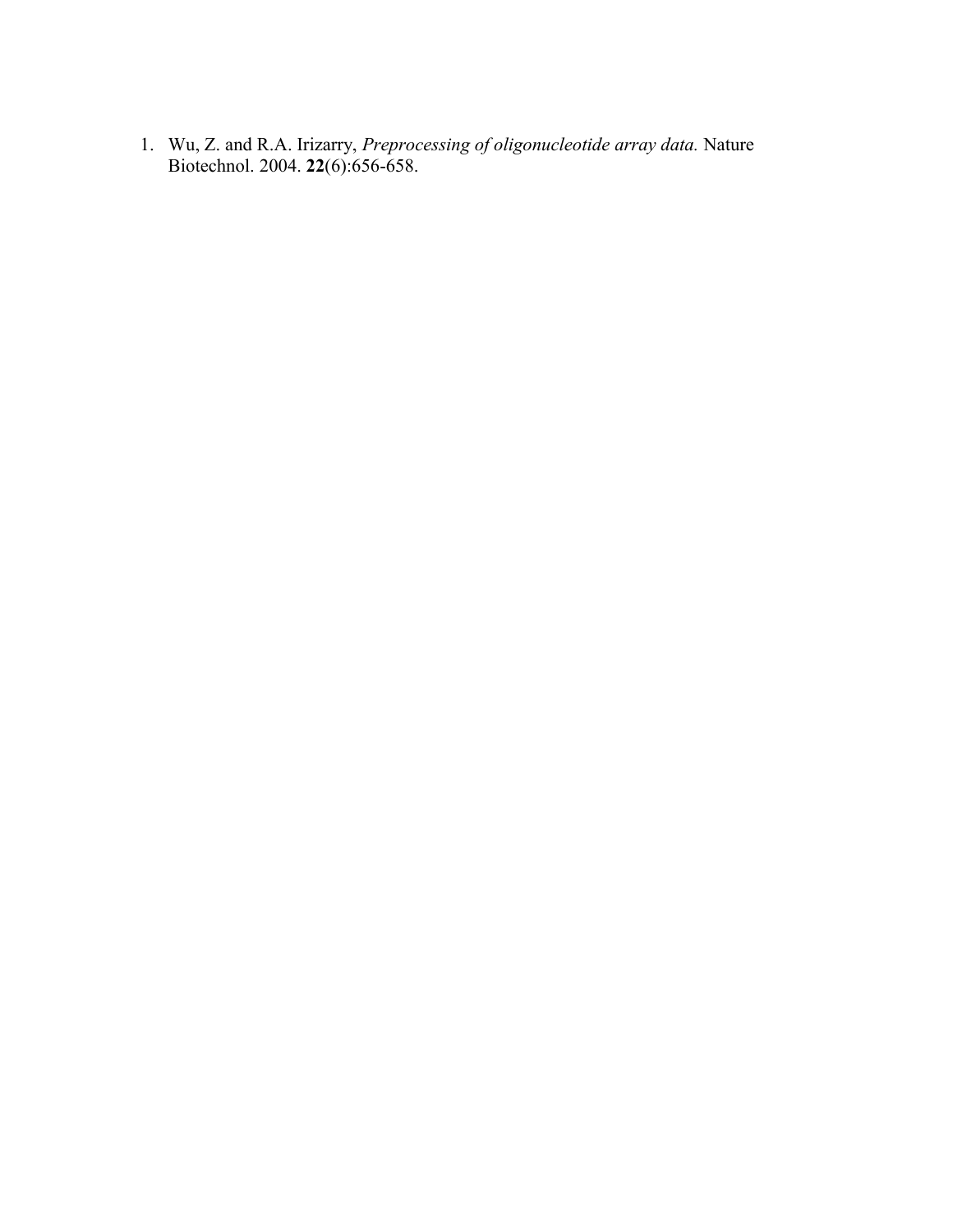1. Wu, Z. and R.A. Irizarry, *Preprocessing of oligonucleotide array data.* Nature Biotechnol. 2004. **22**(6):656-658.